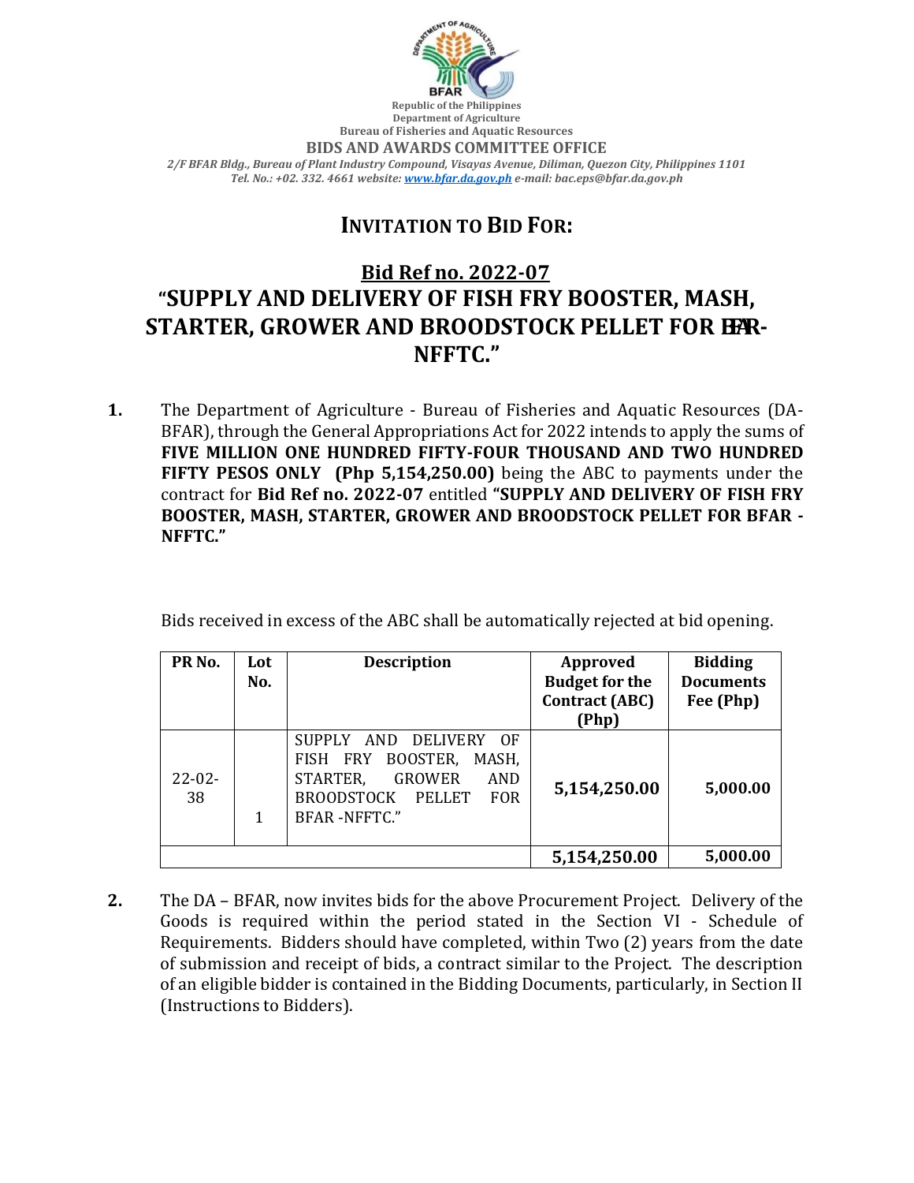Republic of the Philippines
Department of Agriculture
Bureau of Fisheries and Aquatic Resources
**BIDS AND AWARDS COMMITTEE OFFICE**
*2/F BFAR Bldg., Bureau of Plant Industry Compound, Visayas Avenue, Diliman, Quezon City, Philippines 1101*
*Tel. No.: +02. 332. 4661 website: www.bfar.da.gov.ph e-mail: bac.eps@bfar.da.gov.ph*

## INVITATION TO BID FOR:

## Bid Ref no. 2022-07
## "SUPPLY AND DELIVERY OF FISH FRY BOOSTER, MASH, STARTER, GROWER AND BROODSTOCK PELLET FOR BFAR-NFFTC."

**1.** The Department of Agriculture - Bureau of Fisheries and Aquatic Resources (DA-BFAR), through the General Appropriations Act for 2022 intends to apply the sums of **FIVE MILLION ONE HUNDRED FIFTY-FOUR THOUSAND AND TWO HUNDRED FIFTY PESOS ONLY (Php 5,154,250.00)** being the ABC to payments under the contract for **Bid Ref no. 2022-07** entitled **"SUPPLY AND DELIVERY OF FISH FRY BOOSTER, MASH, STARTER, GROWER AND BROODSTOCK PELLET FOR BFAR - NFFTC."**

Bids received in excess of the ABC shall be automatically rejected at bid opening.

| PR No. | Lot No. | Description | Approved Budget for the Contract (ABC) (Php) | Bidding Documents Fee (Php) |
|---|---|---|---|---|
| 22-02-38 | 1 | SUPPLY AND DELIVERY OF FISH FRY BOOSTER, MASH, STARTER, GROWER AND BROODSTOCK PELLET FOR BFAR -NFFTC." | **5,154,250.00** | **5,000.00** |
| | | | **5,154,250.00** | **5,000.00** |

**2.** The DA – BFAR, now invites bids for the above Procurement Project. Delivery of the Goods is required within the period stated in the Section VI - Schedule of Requirements. Bidders should have completed, within Two (2) years from the date of submission and receipt of bids, a contract similar to the Project. The description of an eligible bidder is contained in the Bidding Documents, particularly, in Section II (Instructions to Bidders).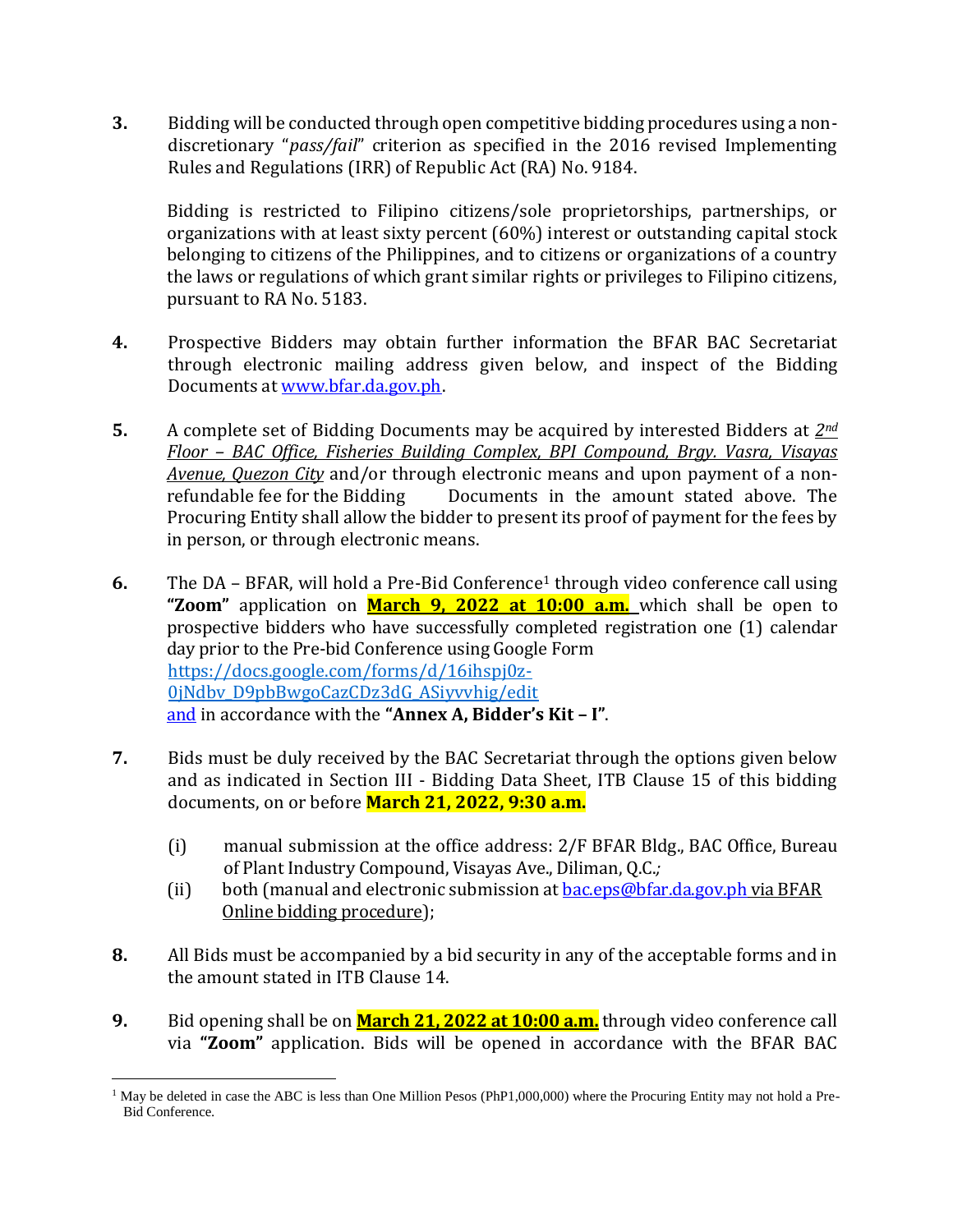3. Bidding will be conducted through open competitive bidding procedures using a non-discretionary "*pass/fail*" criterion as specified in the 2016 revised Implementing Rules and Regulations (IRR) of Republic Act (RA) No. 9184.

   Bidding is restricted to Filipino citizens/sole proprietorships, partnerships, or organizations with at least sixty percent (60%) interest or outstanding capital stock belonging to citizens of the Philippines, and to citizens or organizations of a country the laws or regulations of which grant similar rights or privileges to Filipino citizens, pursuant to RA No. 5183.

4. Prospective Bidders may obtain further information the BFAR BAC Secretariat through electronic mailing address given below, and inspect of the Bidding Documents at www.bfar.da.gov.ph.

5. A complete set of Bidding Documents may be acquired by interested Bidders at *2nd Floor – BAC Office, Fisheries Building Complex, BPI Compound, Brgy. Vasra, Visayas Avenue, Quezon City* and/or through electronic means and upon payment of a non-refundable fee for the Bidding Documents in the amount stated above. The Procuring Entity shall allow the bidder to present its proof of payment for the fees by in person, or through electronic means.

6. The DA – BFAR, will hold a Pre-Bid Conference[1] through video conference call using **"Zoom"** application on **March 9, 2022 at 10:00 a.m.** which shall be open to prospective bidders who have successfully completed registration one (1) calendar day prior to the Pre-bid Conference using Google Form https://docs.google.com/forms/d/16ihspj0z-0jNdbv_D9pbBwgoCazCDz3dG_ASiyvvhig/edit and in accordance with the **"Annex A, Bidder's Kit – I"**.

7. Bids must be duly received by the BAC Secretariat through the options given below and as indicated in Section III - Bidding Data Sheet, ITB Clause 15 of this bidding documents, on or before **March 21, 2022, 9:30 a.m.**

   (i) manual submission at the office address: 2/F BFAR Bldg., BAC Office, Bureau of Plant Industry Compound, Visayas Ave., Diliman, Q.C.;

   (ii) both (manual and electronic submission at bac.eps@bfar.da.gov.ph via BFAR Online bidding procedure);

8. All Bids must be accompanied by a bid security in any of the acceptable forms and in the amount stated in ITB Clause 14.

9. Bid opening shall be on **March 21, 2022 at 10:00 a.m.** through video conference call via **"Zoom"** application. Bids will be opened in accordance with the BFAR BAC

[1] May be deleted in case the ABC is less than One Million Pesos (PhP1,000,000) where the Procuring Entity may not hold a Pre-Bid Conference.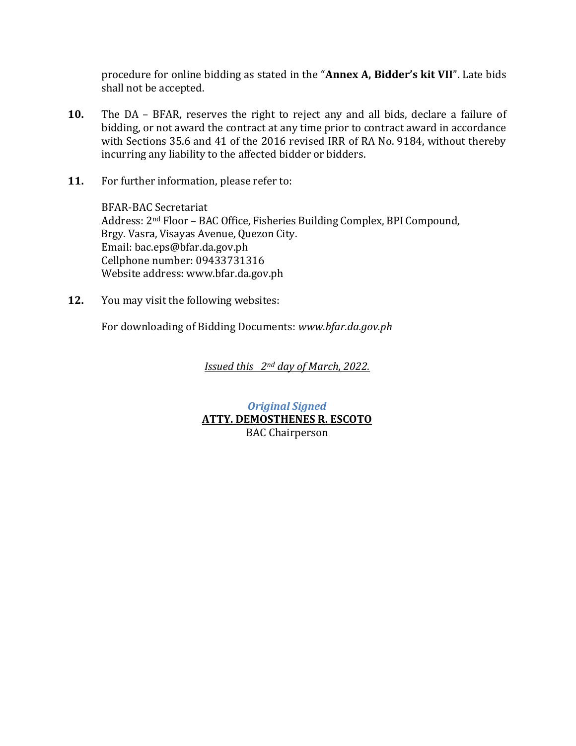procedure for online bidding as stated in the "**Annex A, Bidder's kit VII**". Late bids shall not be accepted.

**10.** The DA – BFAR, reserves the right to reject any and all bids, declare a failure of bidding, or not award the contract at any time prior to contract award in accordance with Sections 35.6 and 41 of the 2016 revised IRR of RA No. 9184, without thereby incurring any liability to the affected bidder or bidders.

**11.** For further information, please refer to:

BFAR-BAC Secretariat
Address: 2nd Floor – BAC Office, Fisheries Building Complex, BPI Compound, Brgy. Vasra, Visayas Avenue, Quezon City.
Email: bac.eps@bfar.da.gov.ph
Cellphone number: 09433731316
Website address: www.bfar.da.gov.ph

**12.** You may visit the following websites:

For downloading of Bidding Documents: *www.bfar.da.gov.ph*

*Issued this 2nd day of March, 2022.*

***Original Signed***
**ATTY. DEMOSTHENES R. ESCOTO**
BAC Chairperson